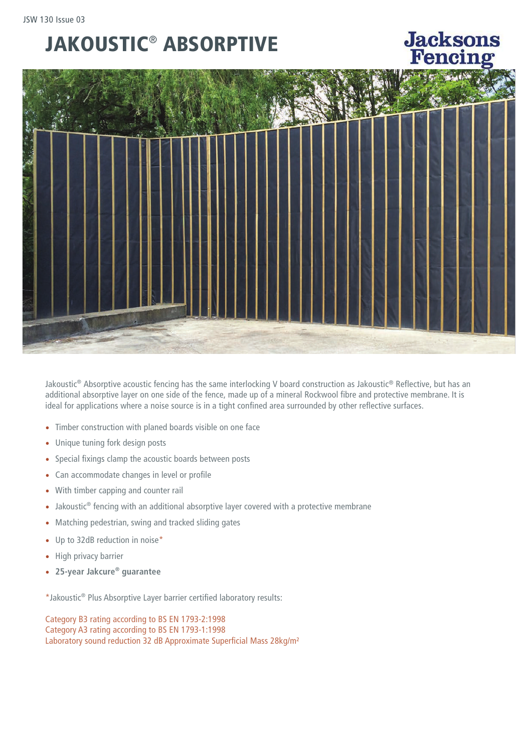# JAKOUSTIC® ABSORPTIVE

Jacksons Fencing

Jakoustic® Absorptive acoustic fencing has the same interlocking V board construction as Jakoustic® Reflective, but has an additional absorptive layer on one side of the fence, made up of a mineral Rockwool fibre and protective membrane. It is ideal for applications where a noise source is in a tight confined area surrounded by other reflective surfaces.

- Timber construction with planed boards visible on one face
- Unique tuning fork design posts
- Special fixings clamp the acoustic boards between posts
- Can accommodate changes in level or profile
- With timber capping and counter rail
- Jakoustic® fencing with an additional absorptive layer covered with a protective membrane
- Matching pedestrian, swing and tracked sliding gates
- Up to 32dB reduction in noise*
- High privacy barrier
- **25-year Jakcure® guarantee**

*Jakoustic® Plus Absorptive Layer barrier certified laboratory results:

Category B3 rating according to BS EN 1793-2:1998
Category A3 rating according to BS EN 1793-1:1998
Laboratory sound reduction 32 dB Approximate Superficial Mass 28kg/m²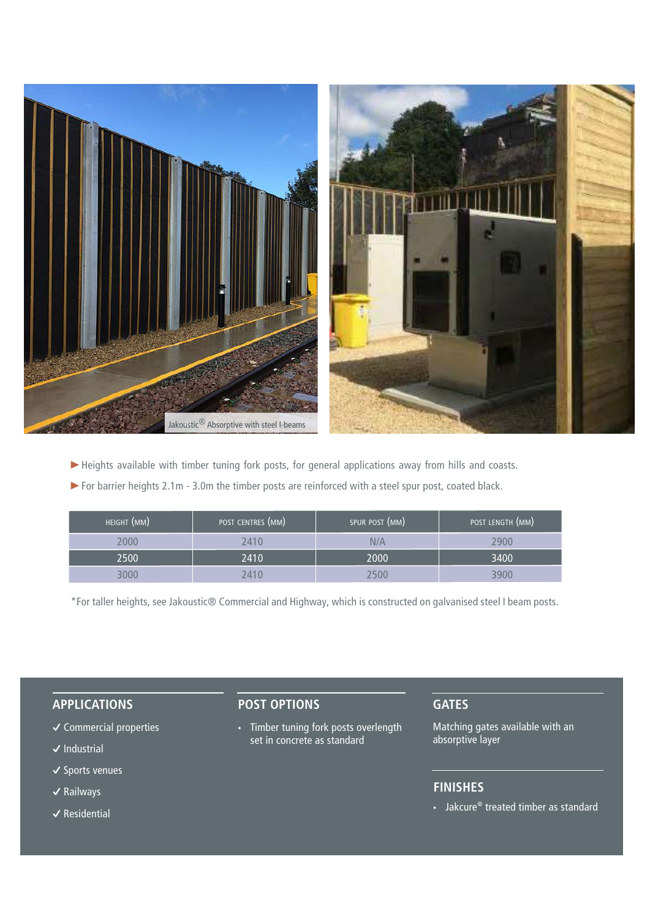Jakoustic® Absorptive with steel I-beams

► Heights available with timber tuning fork posts, for general applications away from hills and coasts.

► For barrier heights 2.1m - 3.0m the timber posts are reinforced with a steel spur post, coated black.

| HEIGHT (MM) | POST CENTRES (MM) | SPUR POST (MM) | POST LENGTH (MM) |
|---|---|---|---|
| 2000 | 2410 | N/A | 2900 |
| 2500 | 2410 | 2000 | 3400 |
| 3000 | 2410 | 2500 | 3900 |

*For taller heights, see Jakoustic® Commercial and Highway, which is constructed on galvanised steel I beam posts.

## APPLICATIONS

✓ Commercial properties

✓ Industrial

✓ Sports venues

✓ Railways

✓ Residential

## POST OPTIONS

- Timber tuning fork posts overlength set in concrete as standard

## GATES

Matching gates available with an absorptive layer

## FINISHES

- Jakcure® treated timber as standard